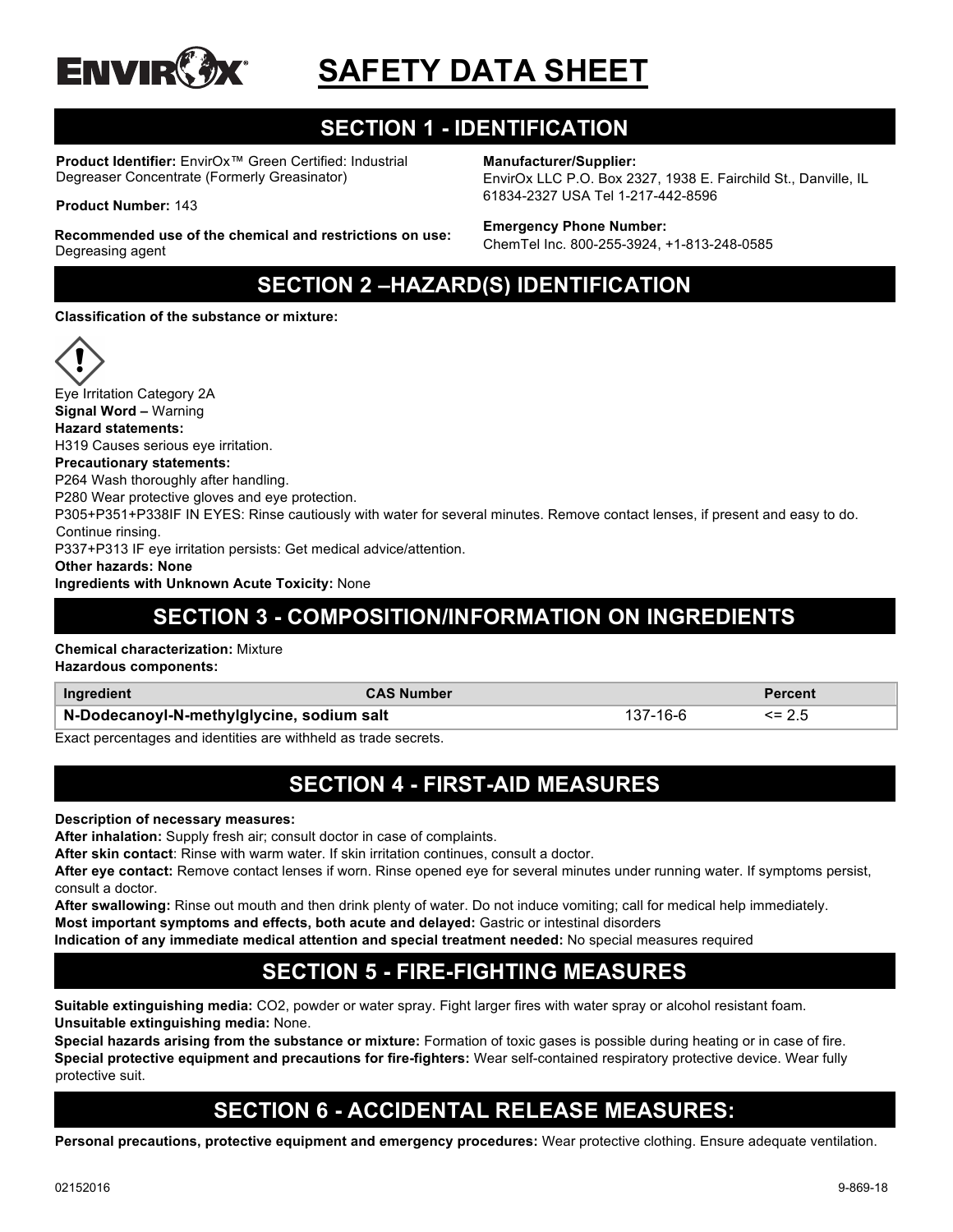# SAFETY DATA SHEET

## SECTION 1 - IDENTIFICATION

**Product Identifier:** EnvirOx™ Green Certified: Industrial Degreaser Concentrate (Formerly Greasinator)

**Product Number:** 143

**Recommended use of the chemical and restrictions on use:** Degreasing agent

**Manufacturer/Supplier:**
EnvirOx LLC P.O. Box 2327, 1938 E. Fairchild St., Danville, IL 61834-2327 USA Tel 1-217-442-8596

**Emergency Phone Number:**
ChemTel Inc. 800-255-3924, +1-813-248-0585

## SECTION 2 –HAZARD(S) IDENTIFICATION

**Classification of the substance or mixture:**

Eye Irritation Category 2A
**Signal Word –** Warning
**Hazard statements:**
H319 Causes serious eye irritation.
**Precautionary statements:**
P264 Wash thoroughly after handling.
P280 Wear protective gloves and eye protection.
P305+P351+P338IF IN EYES: Rinse cautiously with water for several minutes. Remove contact lenses, if present and easy to do. Continue rinsing.
P337+P313 IF eye irritation persists: Get medical advice/attention.
**Other hazards: None**
**Ingredients with Unknown Acute Toxicity:** None

## SECTION 3 - COMPOSITION/INFORMATION ON INGREDIENTS

**Chemical characterization:** Mixture
**Hazardous components:**

| Ingredient | CAS Number | Percent |
|---|---|---|
| **N-Dodecanoyl-N-methylglycine, sodium salt** | 137-16-6 | <= 2.5 |

Exact percentages and identities are withheld as trade secrets.

## SECTION 4 - FIRST-AID MEASURES

**Description of necessary measures:**
**After inhalation:** Supply fresh air; consult doctor in case of complaints.
**After skin contact**: Rinse with warm water. If skin irritation continues, consult a doctor.
**After eye contact:** Remove contact lenses if worn. Rinse opened eye for several minutes under running water. If symptoms persist, consult a doctor.
**After swallowing:** Rinse out mouth and then drink plenty of water. Do not induce vomiting; call for medical help immediately.
**Most important symptoms and effects, both acute and delayed:** Gastric or intestinal disorders
**Indication of any immediate medical attention and special treatment needed:** No special measures required

## SECTION 5 - FIRE-FIGHTING MEASURES

**Suitable extinguishing media:** CO2, powder or water spray. Fight larger fires with water spray or alcohol resistant foam.
**Unsuitable extinguishing media:** None.
**Special hazards arising from the substance or mixture:** Formation of toxic gases is possible during heating or in case of fire.
**Special protective equipment and precautions for fire-fighters:** Wear self-contained respiratory protective device. Wear fully protective suit.

## SECTION 6 - ACCIDENTAL RELEASE MEASURES:

**Personal precautions, protective equipment and emergency procedures:** Wear protective clothing. Ensure adequate ventilation.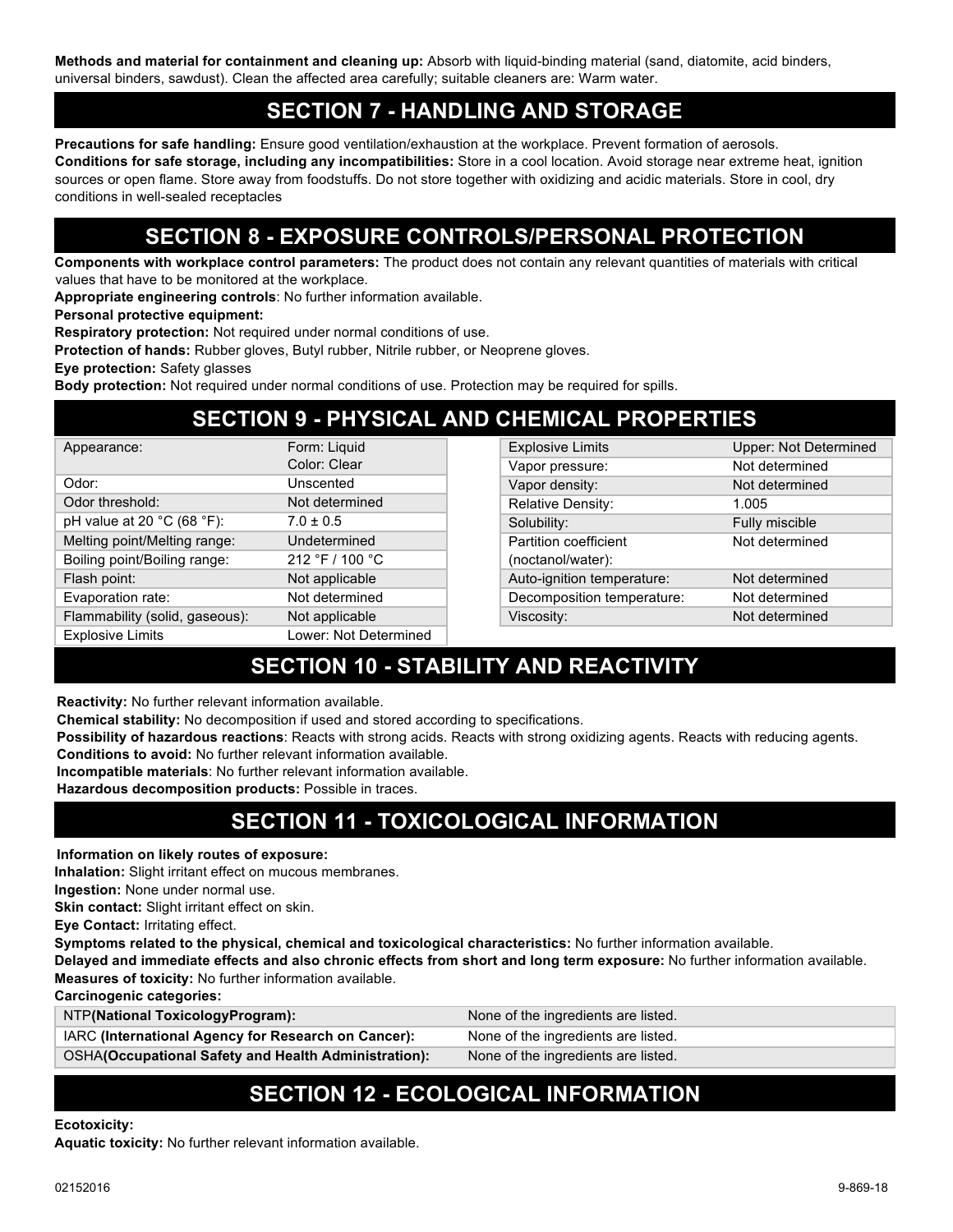**Methods and material for containment and cleaning up:** Absorb with liquid-binding material (sand, diatomite, acid binders, universal binders, sawdust). Clean the affected area carefully; suitable cleaners are: Warm water.

## SECTION 7 - HANDLING AND STORAGE

**Precautions for safe handling:** Ensure good ventilation/exhaustion at the workplace. Prevent formation of aerosols.
**Conditions for safe storage, including any incompatibilities:** Store in a cool location. Avoid storage near extreme heat, ignition sources or open flame. Store away from foodstuffs. Do not store together with oxidizing and acidic materials. Store in cool, dry conditions in well-sealed receptacles

## SECTION 8 - EXPOSURE CONTROLS/PERSONAL PROTECTION

**Components with workplace control parameters:** The product does not contain any relevant quantities of materials with critical values that have to be monitored at the workplace.
**Appropriate engineering controls**: No further information available.
**Personal protective equipment:**
**Respiratory protection:** Not required under normal conditions of use.
**Protection of hands:** Rubber gloves, Butyl rubber, Nitrile rubber, or Neoprene gloves.
**Eye protection:** Safety glasses
**Body protection:** Not required under normal conditions of use. Protection may be required for spills.

## SECTION 9 - PHYSICAL AND CHEMICAL PROPERTIES

| Property | Value |
|---|---|
| Appearance: | Form: Liquid<br>Color: Clear |
| Odor: | Unscented |
| Odor threshold: | Not determined |
| pH value at 20 °C (68 °F): | 7.0 ± 0.5 |
| Melting point/Melting range: | Undetermined |
| Boiling point/Boiling range: | 212 °F / 100 °C |
| Flash point: | Not applicable |
| Evaporation rate: | Not determined |
| Flammability (solid, gaseous): | Not applicable |
| Explosive Limits | Lower: Not Determined |
| Explosive Limits | Upper: Not Determined |
| Vapor pressure: | Not determined |
| Vapor density: | Not determined |
| Relative Density: | 1.005 |
| Solubility: | Fully miscible |
| Partition coefficient (noctanol/water): | Not determined |
| Auto-ignition temperature: | Not determined |
| Decomposition temperature: | Not determined |
| Viscosity: | Not determined |

## SECTION 10 - STABILITY AND REACTIVITY

**Reactivity:** No further relevant information available.
**Chemical stability:** No decomposition if used and stored according to specifications.
**Possibility of hazardous reactions**: Reacts with strong acids. Reacts with strong oxidizing agents. Reacts with reducing agents.
**Conditions to avoid:** No further relevant information available.
**Incompatible materials**: No further relevant information available.
**Hazardous decomposition products:** Possible in traces.

## SECTION 11 - TOXICOLOGICAL INFORMATION

**Information on likely routes of exposure:**
**Inhalation:** Slight irritant effect on mucous membranes.
**Ingestion:** None under normal use.
**Skin contact:** Slight irritant effect on skin.
**Eye Contact:** Irritating effect.
**Symptoms related to the physical, chemical and toxicological characteristics:** No further information available.
**Delayed and immediate effects and also chronic effects from short and long term exposure:** No further information available.
**Measures of toxicity:** No further information available.
**Carcinogenic categories:**

| Agency | Listing |
|---|---|
| NTP**(National ToxicologyProgram):** | None of the ingredients are listed. |
| IARC **(International Agency for Research on Cancer):** | None of the ingredients are listed. |
| OSHA**(Occupational Safety and Health Administration):** | None of the ingredients are listed. |

## SECTION 12 - ECOLOGICAL INFORMATION

**Ecotoxicity:**
**Aquatic toxicity:** No further relevant information available.

02152016 9-869-18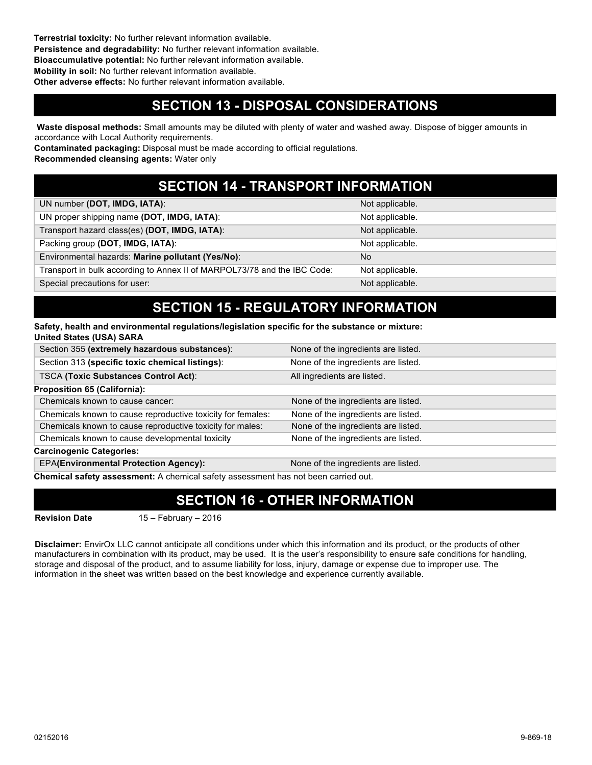**Terrestrial toxicity:** No further relevant information available.
**Persistence and degradability:** No further relevant information available.
**Bioaccumulative potential:** No further relevant information available.
**Mobility in soil:** No further relevant information available.
**Other adverse effects:** No further relevant information available.

## SECTION 13 - DISPOSAL CONSIDERATIONS

**Waste disposal methods:** Small amounts may be diluted with plenty of water and washed away. Dispose of bigger amounts in accordance with Local Authority requirements.
**Contaminated packaging:** Disposal must be made according to official regulations.
**Recommended cleansing agents:** Water only

## SECTION 14 - TRANSPORT INFORMATION

| | |
|---|---|
| UN number **(DOT, IMDG, IATA)**: | Not applicable. |
| UN proper shipping name **(DOT, IMDG, IATA)**: | Not applicable. |
| Transport hazard class(es) **(DOT, IMDG, IATA)**: | Not applicable. |
| Packing group **(DOT, IMDG, IATA)**: | Not applicable. |
| Environmental hazards: **Marine pollutant (Yes/No)**: | No |
| Transport in bulk according to Annex II of MARPOL73/78 and the IBC Code: | Not applicable. |
| Special precautions for user: | Not applicable. |

## SECTION 15 - REGULATORY INFORMATION

**Safety, health and environmental regulations/legislation specific for the substance or mixture:**
**United States (USA) SARA**

| | |
|---|---|
| Section 355 **(extremely hazardous substances)**: | None of the ingredients are listed. |
| Section 313 **(specific toxic chemical listings)**: | None of the ingredients are listed. |
| TSCA **(Toxic Substances Control Act)**: | All ingredients are listed. |

**Proposition 65 (California):**

| | |
|---|---|
| Chemicals known to cause cancer: | None of the ingredients are listed. |
| Chemicals known to cause reproductive toxicity for females: | None of the ingredients are listed. |
| Chemicals known to cause reproductive toxicity for males: | None of the ingredients are listed. |
| Chemicals known to cause developmental toxicity | None of the ingredients are listed. |

**Carcinogenic Categories:**

| | |
|---|---|
| EPA**(Environmental Protection Agency):** | None of the ingredients are listed. |

**Chemical safety assessment:** A chemical safety assessment has not been carried out.

## SECTION 16 - OTHER INFORMATION

**Revision Date** 15 – February – 2016

**Disclaimer:** EnvirOx LLC cannot anticipate all conditions under which this information and its product, or the products of other manufacturers in combination with its product, may be used. It is the user's responsibility to ensure safe conditions for handling, storage and disposal of the product, and to assume liability for loss, injury, damage or expense due to improper use. The information in the sheet was written based on the best knowledge and experience currently available.

02152016 9-869-18